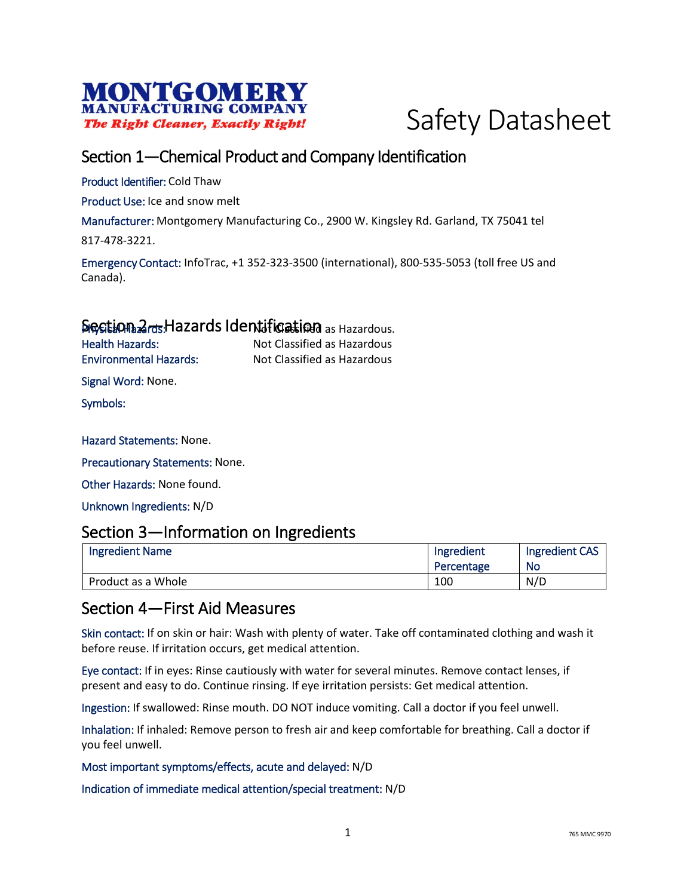MONTGOMERY
MANUFACTURING COMPANY
*The Right Cleaner, Exactly Right!*

# Safety Datasheet

## Section 1—Chemical Product and Company Identification

Product Identifier: Cold Thaw

Product Use: Ice and snow melt

Manufacturer: Montgomery Manufacturing Co., 2900 W. Kingsley Rd. Garland, TX 75041 tel 817-478-3221.

Emergency Contact: InfoTrac, +1 352-323-3500 (international), 800-535-5053 (toll free US and Canada).

## Section 2—Hazards Identification

Physical Hazards: Not Classified as Hazardous.

Health Hazards: Not Classified as Hazardous

Environmental Hazards: Not Classified as Hazardous

Signal Word: None.

Symbols:

Hazard Statements: None.

Precautionary Statements: None.

Other Hazards: None found.

Unknown Ingredients: N/D

## Section 3—Information on Ingredients

| Ingredient Name | Ingredient Percentage | Ingredient CAS No |
|---|---|---|
| Product as a Whole | 100 | N/D |

## Section 4—First Aid Measures

Skin contact: If on skin or hair: Wash with plenty of water. Take off contaminated clothing and wash it before reuse. If irritation occurs, get medical attention.

Eye contact: If in eyes: Rinse cautiously with water for several minutes. Remove contact lenses, if present and easy to do. Continue rinsing. If eye irritation persists: Get medical attention.

Ingestion: If swallowed: Rinse mouth. DO NOT induce vomiting. Call a doctor if you feel unwell.

Inhalation: If inhaled: Remove person to fresh air and keep comfortable for breathing. Call a doctor if you feel unwell.

Most important symptoms/effects, acute and delayed: N/D

Indication of immediate medical attention/special treatment: N/D

765 MMC 9970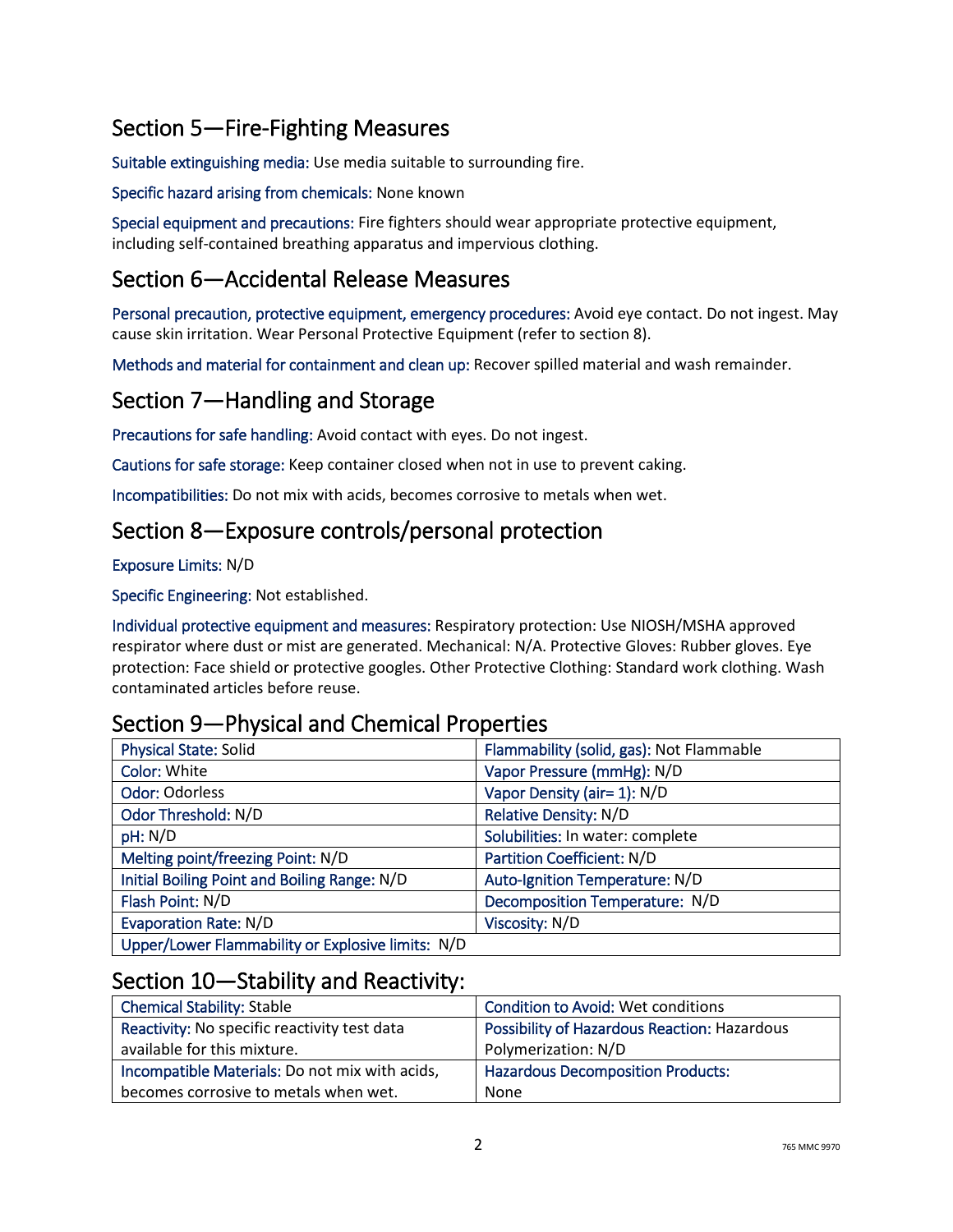## Section 5—Fire-Fighting Measures

Suitable extinguishing media: Use media suitable to surrounding fire.

Specific hazard arising from chemicals: None known

Special equipment and precautions: Fire fighters should wear appropriate protective equipment, including self-contained breathing apparatus and impervious clothing.

## Section 6—Accidental Release Measures

Personal precaution, protective equipment, emergency procedures: Avoid eye contact. Do not ingest. May cause skin irritation. Wear Personal Protective Equipment (refer to section 8).

Methods and material for containment and clean up: Recover spilled material and wash remainder.

## Section 7—Handling and Storage

Precautions for safe handling: Avoid contact with eyes. Do not ingest.

Cautions for safe storage: Keep container closed when not in use to prevent caking.

Incompatibilities: Do not mix with acids, becomes corrosive to metals when wet.

## Section 8—Exposure controls/personal protection

Exposure Limits: N/D

Specific Engineering: Not established.

Individual protective equipment and measures: Respiratory protection: Use NIOSH/MSHA approved respirator where dust or mist are generated. Mechanical: N/A. Protective Gloves: Rubber gloves. Eye protection: Face shield or protective googles. Other Protective Clothing: Standard work clothing. Wash contaminated articles before reuse.

## Section 9—Physical and Chemical Properties

| | |
|---|---|
| Physical State: Solid | Flammability (solid, gas): Not Flammable |
| Color: White | Vapor Pressure (mmHg): N/D |
| Odor: Odorless | Vapor Density (air= 1): N/D |
| Odor Threshold: N/D | Relative Density: N/D |
| pH: N/D | Solubilities: In water: complete |
| Melting point/freezing Point: N/D | Partition Coefficient: N/D |
| Initial Boiling Point and Boiling Range: N/D | Auto-Ignition Temperature: N/D |
| Flash Point: N/D | Decomposition Temperature: N/D |
| Evaporation Rate: N/D | Viscosity: N/D |
| Upper/Lower Flammability or Explosive limits: N/D | |

## Section 10—Stability and Reactivity:

| | |
|---|---|
| Chemical Stability: Stable | Condition to Avoid: Wet conditions |
| Reactivity: No specific reactivity test data available for this mixture. | Possibility of Hazardous Reaction: Hazardous Polymerization: N/D |
| Incompatible Materials: Do not mix with acids, becomes corrosive to metals when wet. | Hazardous Decomposition Products: None |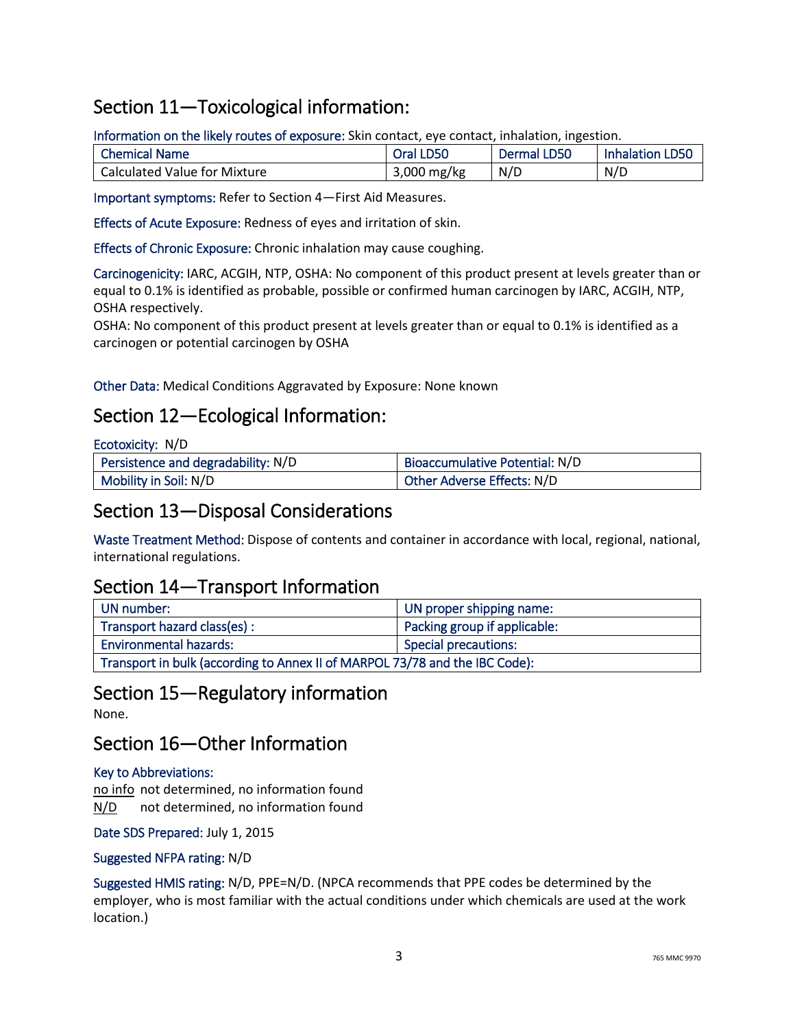## Section 11—Toxicological information:

Information on the likely routes of exposure: Skin contact, eye contact, inhalation, ingestion.

| Chemical Name | Oral LD50 | Dermal LD50 | Inhalation LD50 |
|---|---|---|---|
| Calculated Value for Mixture | 3,000 mg/kg | N/D | N/D |

Important symptoms: Refer to Section 4—First Aid Measures.

Effects of Acute Exposure: Redness of eyes and irritation of skin.

Effects of Chronic Exposure: Chronic inhalation may cause coughing.

Carcinogenicity: IARC, ACGIH, NTP, OSHA: No component of this product present at levels greater than or equal to 0.1% is identified as probable, possible or confirmed human carcinogen by IARC, ACGIH, NTP, OSHA respectively.
OSHA: No component of this product present at levels greater than or equal to 0.1% is identified as a carcinogen or potential carcinogen by OSHA

Other Data: Medical Conditions Aggravated by Exposure: None known

## Section 12—Ecological Information:

Ecotoxicity: N/D

| Persistence and degradability: N/D | Bioaccumulative Potential: N/D |
|---|---|
| Mobility in Soil: N/D | Other Adverse Effects: N/D |

## Section 13—Disposal Considerations

Waste Treatment Method: Dispose of contents and container in accordance with local, regional, national, international regulations.

## Section 14—Transport Information

| UN number: | UN proper shipping name: |
|---|---|
| Transport hazard class(es) : | Packing group if applicable: |
| Environmental hazards: | Special precautions: |
| Transport in bulk (according to Annex II of MARPOL 73/78 and the IBC Code): | |

## Section 15—Regulatory information

None.

## Section 16—Other Information

Key to Abbreviations:
no info not determined, no information found
N/D not determined, no information found

Date SDS Prepared: July 1, 2015

Suggested NFPA rating: N/D

Suggested HMIS rating: N/D, PPE=N/D. (NPCA recommends that PPE codes be determined by the employer, who is most familiar with the actual conditions under which chemicals are used at the work location.)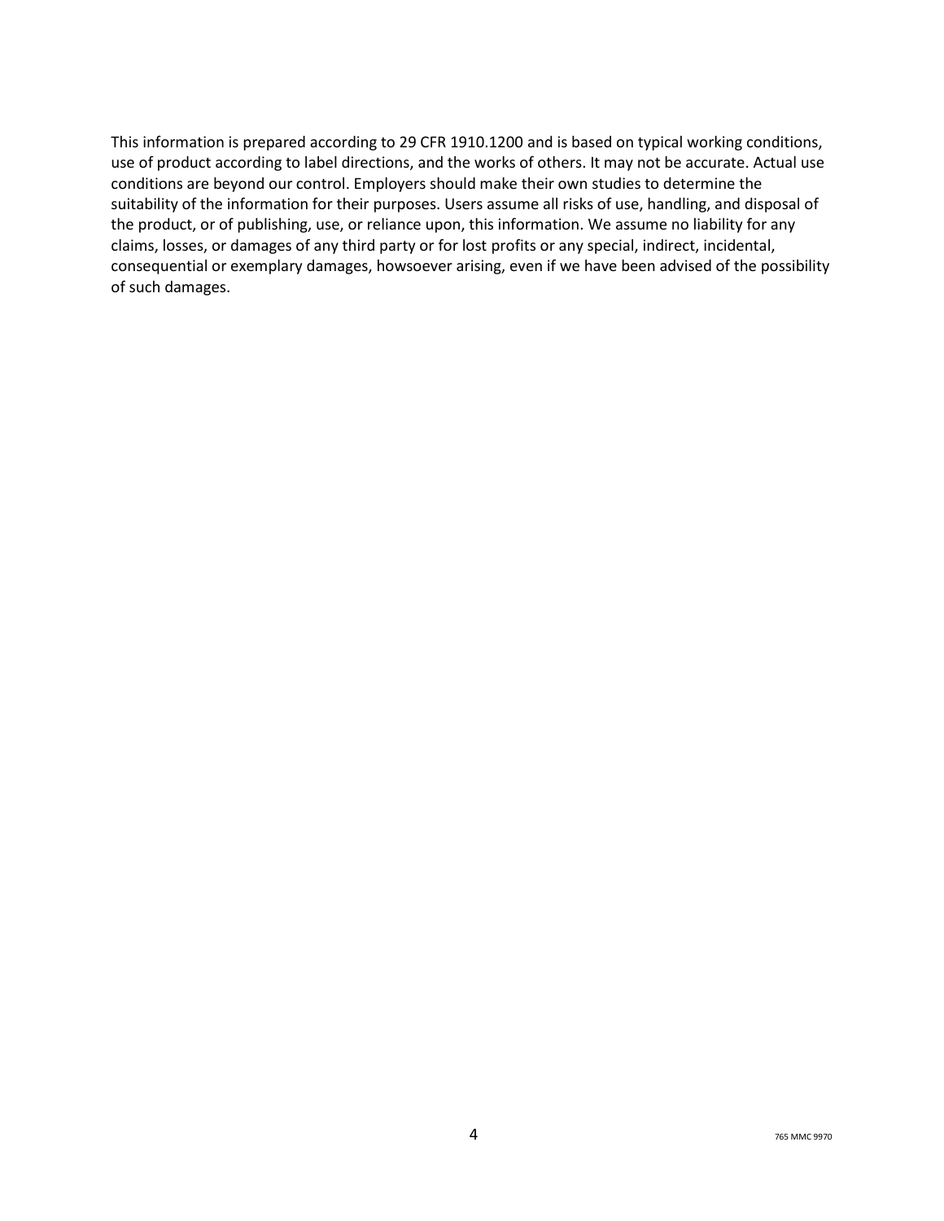This information is prepared according to 29 CFR 1910.1200 and is based on typical working conditions, use of product according to label directions, and the works of others. It may not be accurate. Actual use conditions are beyond our control. Employers should make their own studies to determine the suitability of the information for their purposes. Users assume all risks of use, handling, and disposal of the product, or of publishing, use, or reliance upon, this information. We assume no liability for any claims, losses, or damages of any third party or for lost profits or any special, indirect, incidental, consequential or exemplary damages, howsoever arising, even if we have been advised of the possibility of such damages.